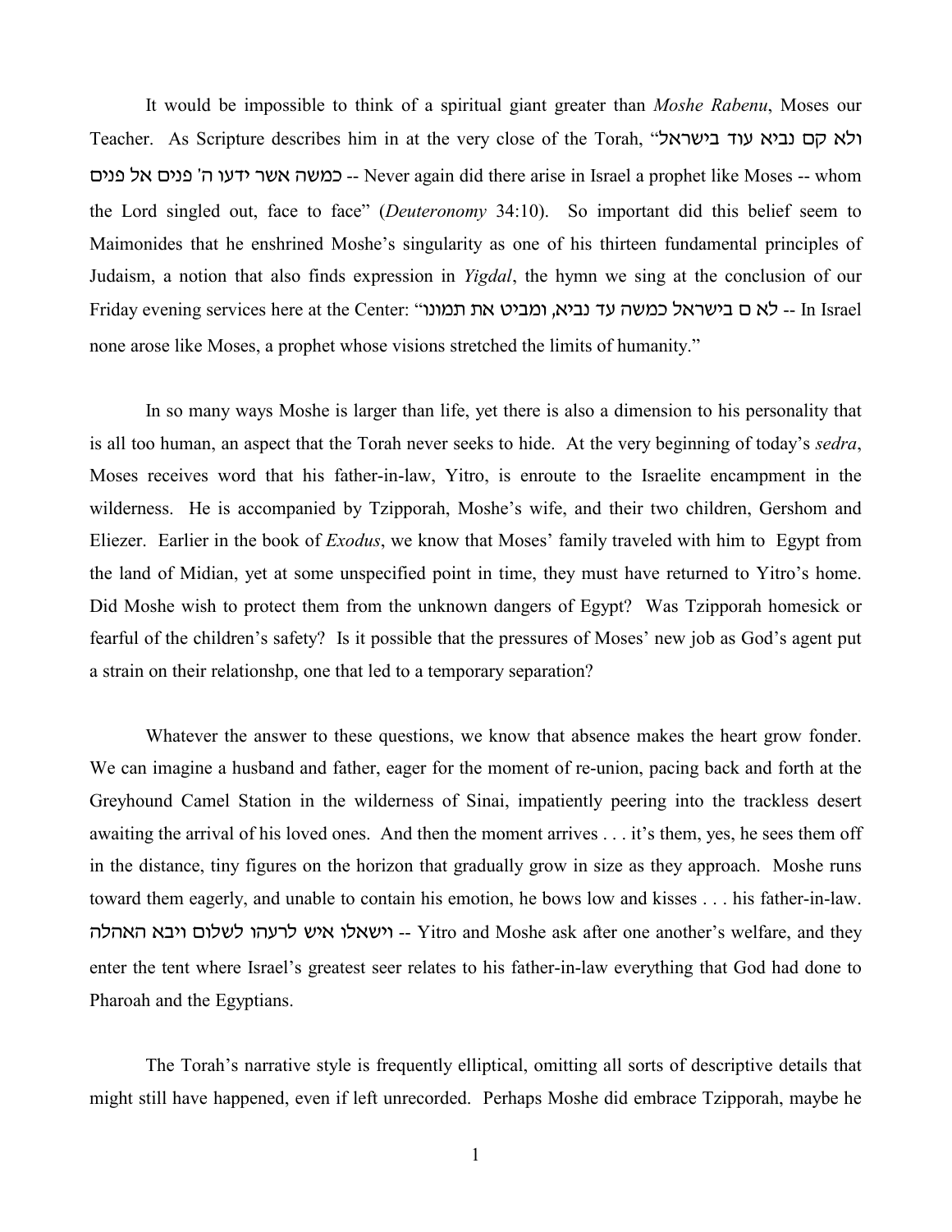It would be impossible to think of a spiritual giant greater than *Moshe Rabenu*, Moses our Teacher. As Scripture describes him in at the very close of the Torah, "ולא קם נביא עוד בישראל כמשה אשר ידעו ה' פנים אל פנים -- Never again did there arise in Israel a prophet like Moses -- whom the Lord singled out, face to face" (*Deuteronomy* 34:10). So important did this belief seem to Maimonides that he enshrined Moshe's singularity as one of his thirteen fundamental principles of Judaism, a notion that also finds expression in *Yigdal*, the hymn we sing at the conclusion of our Friday evening services here at the Center: "לא ם בישראל כמשה עד נביא, ומביט את תמונו -- In Israel none arose like Moses, a prophet whose visions stretched the limits of humanity."

In so many ways Moshe is larger than life, yet there is also a dimension to his personality that is all too human, an aspect that the Torah never seeks to hide. At the very beginning of today's *sedra*, Moses receives word that his father-in-law, Yitro, is enroute to the Israelite encampment in the wilderness. He is accompanied by Tzipporah, Moshe's wife, and their two children, Gershom and Eliezer. Earlier in the book of *Exodus*, we know that Moses' family traveled with him to Egypt from the land of Midian, yet at some unspecified point in time, they must have returned to Yitro's home. Did Moshe wish to protect them from the unknown dangers of Egypt? Was Tzipporah homesick or fearful of the children's safety? Is it possible that the pressures of Moses' new job as God's agent put a strain on their relationshp, one that led to a temporary separation?

Whatever the answer to these questions, we know that absence makes the heart grow fonder. We can imagine a husband and father, eager for the moment of re-union, pacing back and forth at the Greyhound Camel Station in the wilderness of Sinai, impatiently peering into the trackless desert awaiting the arrival of his loved ones. And then the moment arrives . . . it's them, yes, he sees them off in the distance, tiny figures on the horizon that gradually grow in size as they approach. Moshe runs toward them eagerly, and unable to contain his emotion, he bows low and kisses . . . his father-in-law. וישאלו איש לרעהו לשלום ויבא האהלה -- Yitro and Moshe ask after one another's welfare, and they enter the tent where Israel's greatest seer relates to his father-in-law everything that God had done to Pharoah and the Egyptians.

The Torah's narrative style is frequently elliptical, omitting all sorts of descriptive details that might still have happened, even if left unrecorded. Perhaps Moshe did embrace Tzipporah, maybe he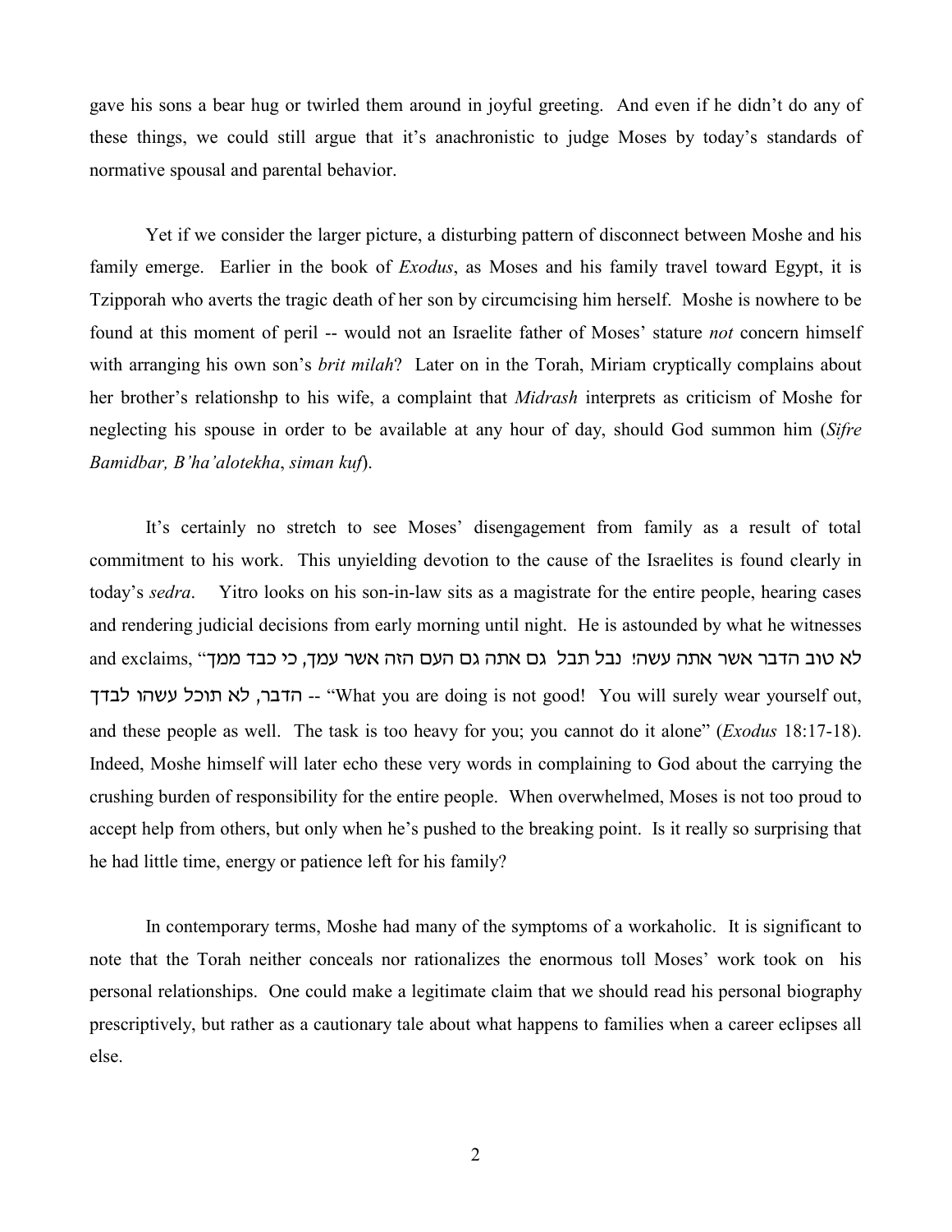gave his sons a bear hug or twirled them around in joyful greeting. And even if he didn't do any of these things, we could still argue that it's anachronistic to judge Moses by today's standards of normative spousal and parental behavior.

Yet if we consider the larger picture, a disturbing pattern of disconnect between Moshe and his family emerge. Earlier in the book of *Exodus*, as Moses and his family travel toward Egypt, it is Tzipporah who averts the tragic death of her son by circumcising him herself. Moshe is nowhere to be found at this moment of peril -- would not an Israelite father of Moses' stature *not* concern himself with arranging his own son's *brit milah*? Later on in the Torah, Miriam cryptically complains about her brother's relationshp to his wife, a complaint that *Midrash* interprets as criticism of Moshe for neglecting his spouse in order to be available at any hour of day, should God summon him (*Sifre Bamidbar, B'ha'alotekha*, *siman kuf*).

It's certainly no stretch to see Moses' disengagement from family as a result of total commitment to his work. This unyielding devotion to the cause of the Israelites is found clearly in today's *sedra*. Yitro looks on his son-in-law sits as a magistrate for the entire people, hearing cases and rendering judicial decisions from early morning until night. He is astounded by what he witnesses and exclaims, "לא טוב הדבר אשר אתה עשה! נבל תבל גם אתה גם העם הזה אשר עמך, כי כבד ממך הדבר, לא תוכל עשהו לבדך -- "What you are doing is not good! You will surely wear yourself out, and these people as well. The task is too heavy for you; you cannot do it alone" (*Exodus* 18:17-18). Indeed, Moshe himself will later echo these very words in complaining to God about the carrying the crushing burden of responsibility for the entire people. When overwhelmed, Moses is not too proud to accept help from others, but only when he's pushed to the breaking point. Is it really so surprising that he had little time, energy or patience left for his family?

In contemporary terms, Moshe had many of the symptoms of a workaholic. It is significant to note that the Torah neither conceals nor rationalizes the enormous toll Moses' work took on his personal relationships. One could make a legitimate claim that we should read his personal biography prescriptively, but rather as a cautionary tale about what happens to families when a career eclipses all else.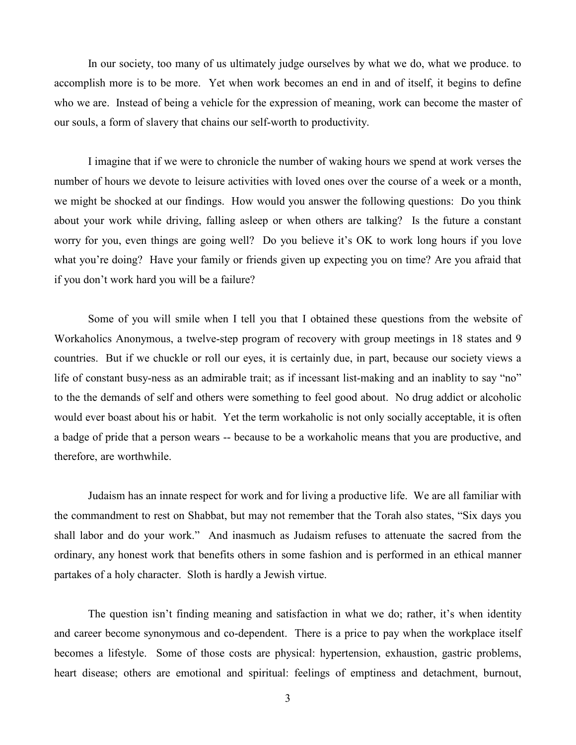In our society, too many of us ultimately judge ourselves by what we do, what we produce. to accomplish more is to be more. Yet when work becomes an end in and of itself, it begins to define who we are. Instead of being a vehicle for the expression of meaning, work can become the master of our souls, a form of slavery that chains our self-worth to productivity.

I imagine that if we were to chronicle the number of waking hours we spend at work verses the number of hours we devote to leisure activities with loved ones over the course of a week or a month, we might be shocked at our findings. How would you answer the following questions: Do you think about your work while driving, falling asleep or when others are talking? Is the future a constant worry for you, even things are going well? Do you believe it's OK to work long hours if you love what you're doing? Have your family or friends given up expecting you on time? Are you afraid that if you don't work hard you will be a failure?

Some of you will smile when I tell you that I obtained these questions from the website of Workaholics Anonymous, a twelve-step program of recovery with group meetings in 18 states and 9 countries. But if we chuckle or roll our eyes, it is certainly due, in part, because our society views a life of constant busy-ness as an admirable trait; as if incessant list-making and an inablity to say "no" to the the demands of self and others were something to feel good about. No drug addict or alcoholic would ever boast about his or habit. Yet the term workaholic is not only socially acceptable, it is often a badge of pride that a person wears -- because to be a workaholic means that you are productive, and therefore, are worthwhile.

Judaism has an innate respect for work and for living a productive life. We are all familiar with the commandment to rest on Shabbat, but may not remember that the Torah also states, "Six days you shall labor and do your work." And inasmuch as Judaism refuses to attenuate the sacred from the ordinary, any honest work that benefits others in some fashion and is performed in an ethical manner partakes of a holy character. Sloth is hardly a Jewish virtue.

The question isn't finding meaning and satisfaction in what we do; rather, it's when identity and career become synonymous and co-dependent. There is a price to pay when the workplace itself becomes a lifestyle. Some of those costs are physical: hypertension, exhaustion, gastric problems, heart disease; others are emotional and spiritual: feelings of emptiness and detachment, burnout,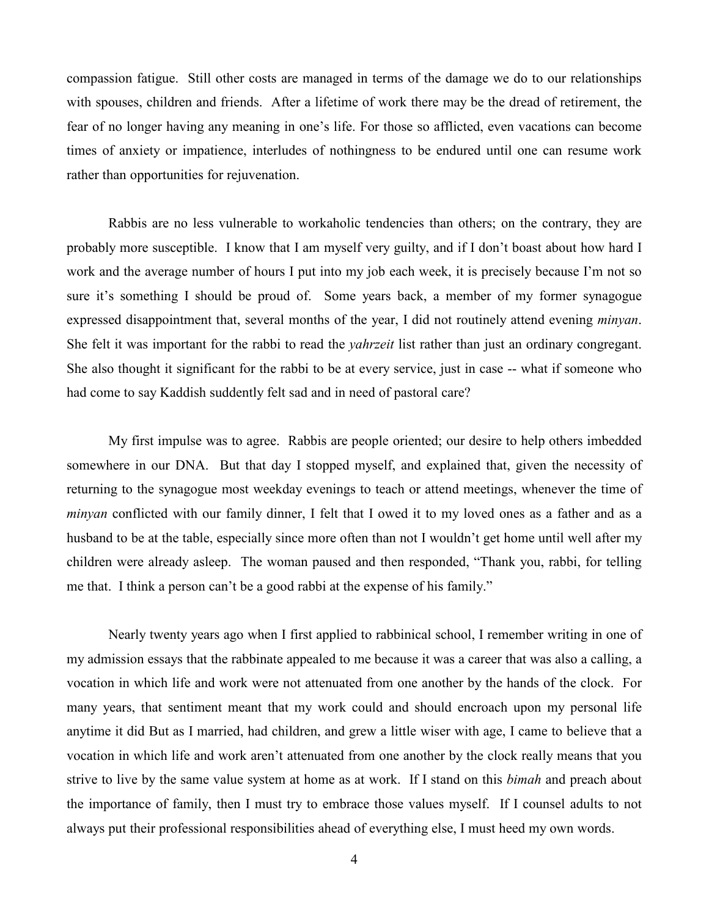compassion fatigue. Still other costs are managed in terms of the damage we do to our relationships with spouses, children and friends. After a lifetime of work there may be the dread of retirement, the fear of no longer having any meaning in one's life. For those so afflicted, even vacations can become times of anxiety or impatience, interludes of nothingness to be endured until one can resume work rather than opportunities for rejuvenation.

Rabbis are no less vulnerable to workaholic tendencies than others; on the contrary, they are probably more susceptible. I know that I am myself very guilty, and if I don't boast about how hard I work and the average number of hours I put into my job each week, it is precisely because I'm not so sure it's something I should be proud of. Some years back, a member of my former synagogue expressed disappointment that, several months of the year, I did not routinely attend evening *minyan*. She felt it was important for the rabbi to read the *yahrzeit* list rather than just an ordinary congregant. She also thought it significant for the rabbi to be at every service, just in case -- what if someone who had come to say Kaddish suddenly felt sad and in need of pastoral care?

My first impulse was to agree. Rabbis are people oriented; our desire to help others imbedded somewhere in our DNA. But that day I stopped myself, and explained that, given the necessity of returning to the synagogue most weekday evenings to teach or attend meetings, whenever the time of *minyan* conflicted with our family dinner, I felt that I owed it to my loved ones as a father and as a husband to be at the table, especially since more often than not I wouldn't get home until well after my children were already asleep. The woman paused and then responded, "Thank you, rabbi, for telling me that. I think a person can't be a good rabbi at the expense of his family."

Nearly twenty years ago when I first applied to rabbinical school, I remember writing in one of my admission essays that the rabbinate appealed to me because it was a career that was also a calling, a vocation in which life and work were not attenuated from one another by the hands of the clock. For many years, that sentiment meant that my work could and should encroach upon my personal life anytime it did But as I married, had children, and grew a little wiser with age, I came to believe that a vocation in which life and work aren't attenuated from one another by the clock really means that you strive to live by the same value system at home as at work. If I stand on this *bimah* and preach about the importance of family, then I must try to embrace those values myself. If I counsel adults to not always put their professional responsibilities ahead of everything else, I must heed my own words.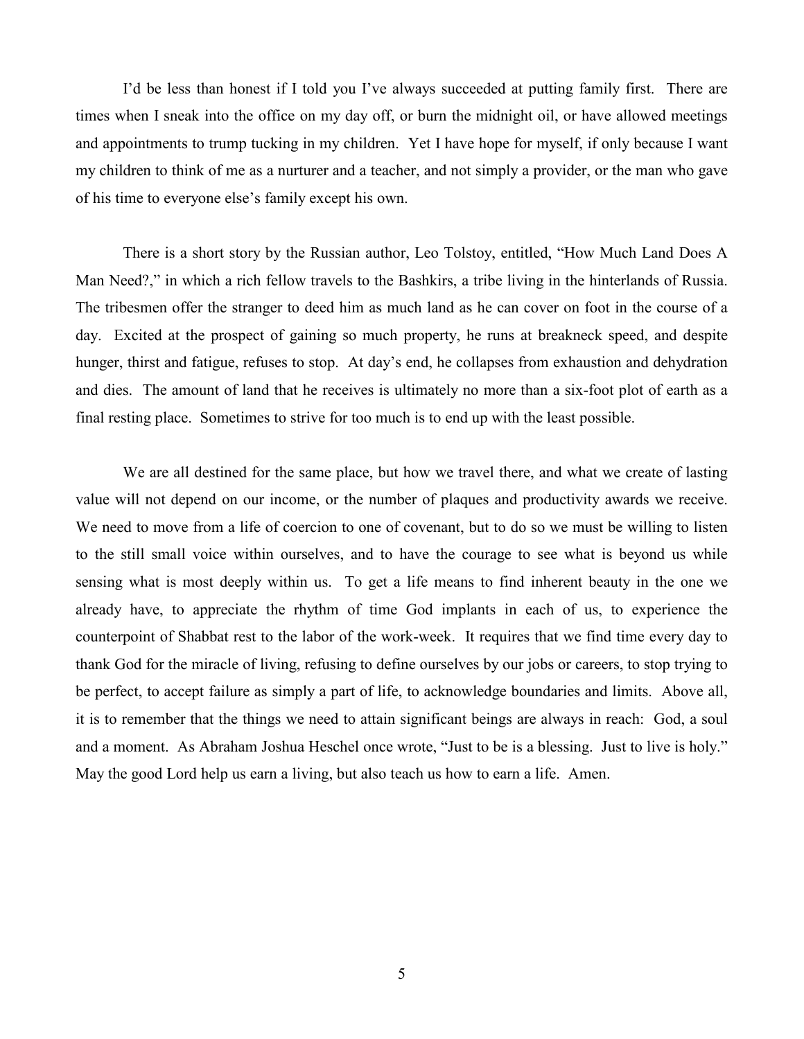I'd be less than honest if I told you I've always succeeded at putting family first. There are times when I sneak into the office on my day off, or burn the midnight oil, or have allowed meetings and appointments to trump tucking in my children. Yet I have hope for myself, if only because I want my children to think of me as a nurturer and a teacher, and not simply a provider, or the man who gave of his time to everyone else's family except his own.

There is a short story by the Russian author, Leo Tolstoy, entitled, "How Much Land Does A Man Need?," in which a rich fellow travels to the Bashkirs, a tribe living in the hinterlands of Russia. The tribesmen offer the stranger to deed him as much land as he can cover on foot in the course of a day. Excited at the prospect of gaining so much property, he runs at breakneck speed, and despite hunger, thirst and fatigue, refuses to stop. At day's end, he collapses from exhaustion and dehydration and dies. The amount of land that he receives is ultimately no more than a six-foot plot of earth as a final resting place. Sometimes to strive for too much is to end up with the least possible.

We are all destined for the same place, but how we travel there, and what we create of lasting value will not depend on our income, or the number of plaques and productivity awards we receive. We need to move from a life of coercion to one of covenant, but to do so we must be willing to listen to the still small voice within ourselves, and to have the courage to see what is beyond us while sensing what is most deeply within us. To get a life means to find inherent beauty in the one we already have, to appreciate the rhythm of time God implants in each of us, to experience the counterpoint of Shabbat rest to the labor of the work-week. It requires that we find time every day to thank God for the miracle of living, refusing to define ourselves by our jobs or careers, to stop trying to be perfect, to accept failure as simply a part of life, to acknowledge boundaries and limits. Above all, it is to remember that the things we need to attain significant beings are always in reach: God, a soul and a moment. As Abraham Joshua Heschel once wrote, "Just to be is a blessing. Just to live is holy." May the good Lord help us earn a living, but also teach us how to earn a life. Amen.